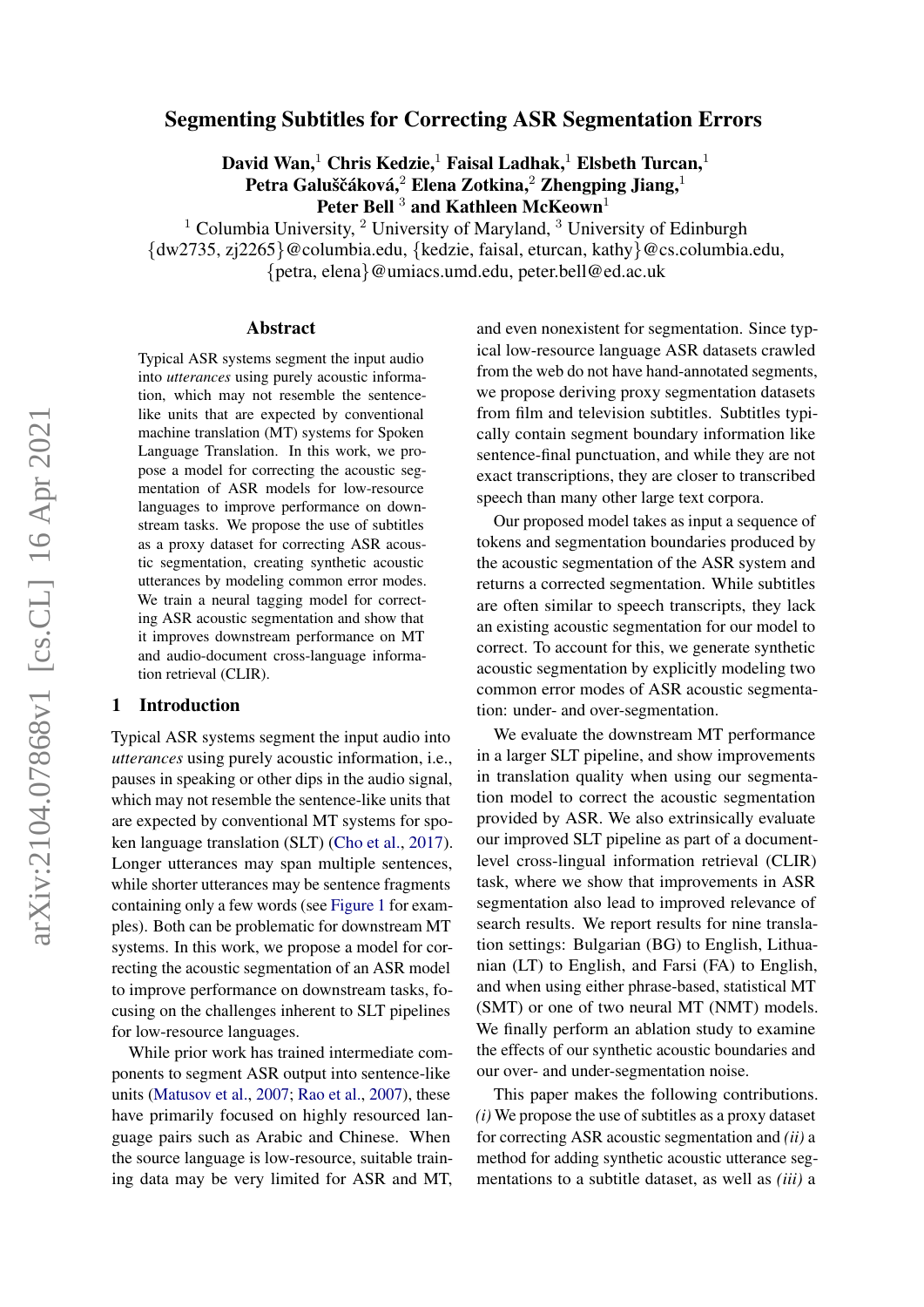# Segmenting Subtitles for Correcting ASR Segmentation Errors

**David Wan,[1] Chris Kedzie,[1] Faisal Ladhak,[1] Elsbeth Turcan,[1] Petra Galuščáková,[2] Elena Zotkina,[2] Zhengping Jiang,[1] Peter Bell [3] and Kathleen McKeown[1]**

[1] Columbia University, [2] University of Maryland, [3] University of Edinburgh

{dw2735, zj2265}@columbia.edu, {kedzie, faisal, eturcan, kathy}@cs.columbia.edu, {petra, elena}@umiacs.umd.edu, peter.bell@ed.ac.uk

## Abstract

Typical ASR systems segment the input audio into *utterances* using purely acoustic information, which may not resemble the sentence-like units that are expected by conventional machine translation (MT) systems for Spoken Language Translation. In this work, we propose a model for correcting the acoustic segmentation of ASR models for low-resource languages to improve performance on downstream tasks. We propose the use of subtitles as a proxy dataset for correcting ASR acoustic segmentation, creating synthetic acoustic utterances by modeling common error modes. We train a neural tagging model for correcting ASR acoustic segmentation and show that it improves downstream performance on MT and audio-document cross-language information retrieval (CLIR).

## 1 Introduction

Typical ASR systems segment the input audio into *utterances* using purely acoustic information, i.e., pauses in speaking or other dips in the audio signal, which may not resemble the sentence-like units that are expected by conventional MT systems for spoken language translation (SLT) (Cho et al., 2017). Longer utterances may span multiple sentences, while shorter utterances may be sentence fragments containing only a few words (see Figure 1 for examples). Both can be problematic for downstream MT systems. In this work, we propose a model for correcting the acoustic segmentation of an ASR model to improve performance on downstream tasks, focusing on the challenges inherent to SLT pipelines for low-resource languages.

While prior work has trained intermediate components to segment ASR output into sentence-like units (Matusov et al., 2007; Rao et al., 2007), these have primarily focused on highly resourced language pairs such as Arabic and Chinese. When the source language is low-resource, suitable training data may be very limited for ASR and MT, and even nonexistent for segmentation. Since typical low-resource language ASR datasets crawled from the web do not have hand-annotated segments, we propose deriving proxy segmentation datasets from film and television subtitles. Subtitles typically contain segment boundary information like sentence-final punctuation, and while they are not exact transcriptions, they are closer to transcribed speech than many other large text corpora.

Our proposed model takes as input a sequence of tokens and segmentation boundaries produced by the acoustic segmentation of the ASR system and returns a corrected segmentation. While subtitles are often similar to speech transcripts, they lack an existing acoustic segmentation for our model to correct. To account for this, we generate synthetic acoustic segmentation by explicitly modeling two common error modes of ASR acoustic segmentation: under- and over-segmentation.

We evaluate the downstream MT performance in a larger SLT pipeline, and show improvements in translation quality when using our segmentation model to correct the acoustic segmentation provided by ASR. We also extrinsically evaluate our improved SLT pipeline as part of a document-level cross-lingual information retrieval (CLIR) task, where we show that improvements in ASR segmentation also lead to improved relevance of search results. We report results for nine translation settings: Bulgarian (BG) to English, Lithuanian (LT) to English, and Farsi (FA) to English, and when using either phrase-based, statistical MT (SMT) or one of two neural MT (NMT) models. We finally perform an ablation study to examine the effects of our synthetic acoustic boundaries and our over- and under-segmentation noise.

This paper makes the following contributions. *(i)* We propose the use of subtitles as a proxy dataset for correcting ASR acoustic segmentation and *(ii)* a method for adding synthetic acoustic utterance segmentations to a subtitle dataset, as well as *(iii)* a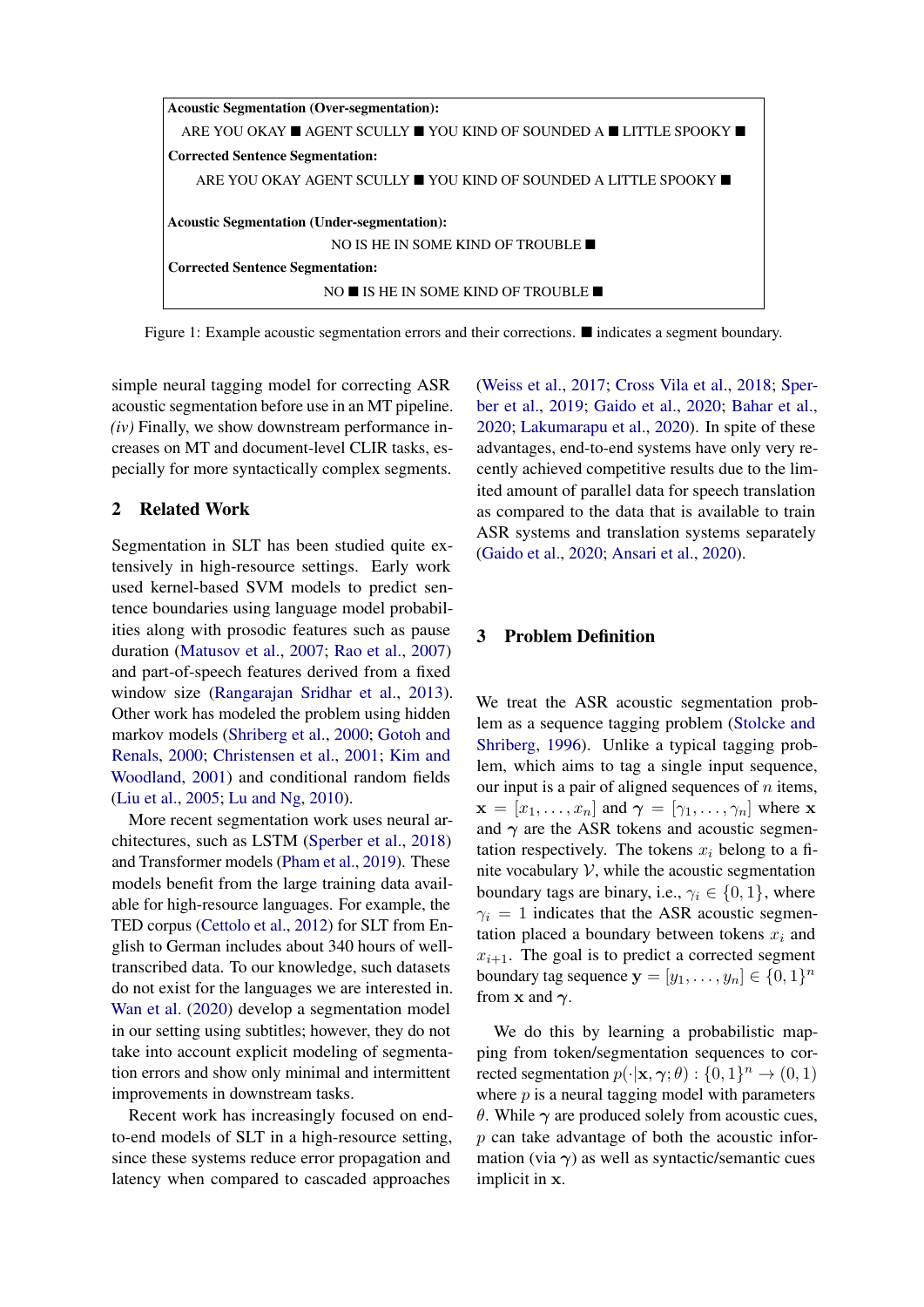**Acoustic Segmentation (Over-segmentation):**

ARE YOU OKAY ■ AGENT SCULLY ■ YOU KIND OF SOUNDED A ■ LITTLE SPOOKY ■

**Corrected Sentence Segmentation:**

ARE YOU OKAY AGENT SCULLY ■ YOU KIND OF SOUNDED A LITTLE SPOOKY ■

**Acoustic Segmentation (Under-segmentation):**

NO IS HE IN SOME KIND OF TROUBLE ■

**Corrected Sentence Segmentation:**

NO ■ IS HE IN SOME KIND OF TROUBLE ■

Figure 1: Example acoustic segmentation errors and their corrections. ■ indicates a segment boundary.

simple neural tagging model for correcting ASR acoustic segmentation before use in an MT pipeline. *(iv)* Finally, we show downstream performance increases on MT and document-level CLIR tasks, especially for more syntactically complex segments.

## 2 Related Work

Segmentation in SLT has been studied quite extensively in high-resource settings. Early work used kernel-based SVM models to predict sentence boundaries using language model probabilities along with prosodic features such as pause duration (Matusov et al., 2007; Rao et al., 2007) and part-of-speech features derived from a fixed window size (Rangarajan Sridhar et al., 2013). Other work has modeled the problem using hidden markov models (Shriberg et al., 2000; Gotoh and Renals, 2000; Christensen et al., 2001; Kim and Woodland, 2001) and conditional random fields (Liu et al., 2005; Lu and Ng, 2010).

More recent segmentation work uses neural architectures, such as LSTM (Sperber et al., 2018) and Transformer models (Pham et al., 2019). These models benefit from the large training data available for high-resource languages. For example, the TED corpus (Cettolo et al., 2012) for SLT from English to German includes about 340 hours of well-transcribed data. To our knowledge, such datasets do not exist for the languages we are interested in. Wan et al. (2020) develop a segmentation model in our setting using subtitles; however, they do not take into account explicit modeling of segmentation errors and show only minimal and intermittent improvements in downstream tasks.

Recent work has increasingly focused on end-to-end models of SLT in a high-resource setting, since these systems reduce error propagation and latency when compared to cascaded approaches (Weiss et al., 2017; Cross Vila et al., 2018; Sperber et al., 2019; Gaido et al., 2020; Bahar et al., 2020; Lakumarapu et al., 2020). In spite of these advantages, end-to-end systems have only very recently achieved competitive results due to the limited amount of parallel data for speech translation as compared to the data that is available to train ASR systems and translation systems separately (Gaido et al., 2020; Ansari et al., 2020).

## 3 Problem Definition

We treat the ASR acoustic segmentation problem as a sequence tagging problem (Stolcke and Shriberg, 1996). Unlike a typical tagging problem, which aims to tag a single input sequence, our input is a pair of aligned sequences of $n$ items, $\mathbf{x} = [x_1, \ldots, x_n]$ and $\boldsymbol{\gamma} = [\gamma_1, \ldots, \gamma_n]$ where $\mathbf{x}$ and $\boldsymbol{\gamma}$ are the ASR tokens and acoustic segmentation respectively. The tokens $x_i$ belong to a finite vocabulary $\mathcal{V}$, while the acoustic segmentation boundary tags are binary, i.e., $\gamma_i \in \{0, 1\}$, where $\gamma_i = 1$ indicates that the ASR acoustic segmentation placed a boundary between tokens $x_i$ and $x_{i+1}$. The goal is to predict a corrected segment boundary tag sequence $\mathbf{y} = [y_1, \ldots, y_n] \in \{0, 1\}^n$ from $\mathbf{x}$ and $\boldsymbol{\gamma}$.

We do this by learning a probabilistic mapping from token/segmentation sequences to corrected segmentation $p(\cdot|\mathbf{x}, \boldsymbol{\gamma}; \theta) : \{0, 1\}^n \rightarrow (0, 1)$ where $p$ is a neural tagging model with parameters $\theta$. While $\boldsymbol{\gamma}$ are produced solely from acoustic cues, $p$ can take advantage of both the acoustic information (via $\boldsymbol{\gamma}$) as well as syntactic/semantic cues implicit in $\mathbf{x}$.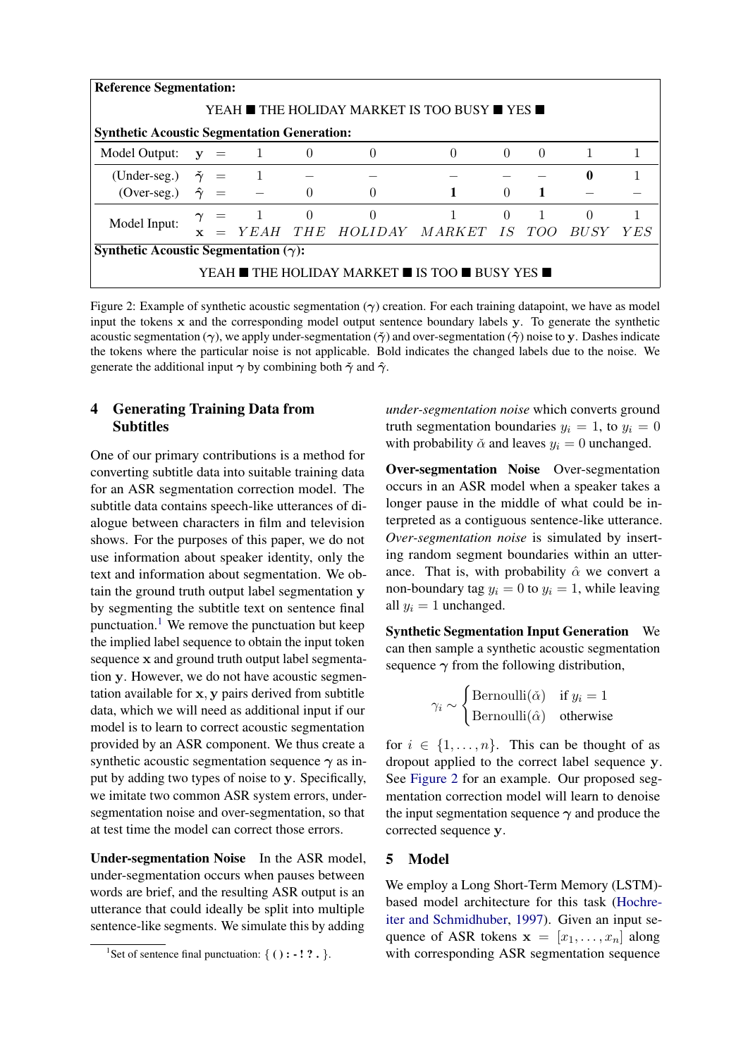| **Reference Segmentation:** | | | | | | | | | | |
|---|---|---|---|---|---|---|---|---|---|---|
| YEAH ■ THE HOLIDAY MARKET IS TOO BUSY ■ YES ■ | | | | | | | | | | |
| **Synthetic Acoustic Segmentation Generation:** | | | | | | | | | | |
| Model Output: | $\mathbf{y}$ = | 1 | 0 | 0 | 0 | 0 | 0 | 1 | 1 |
| (Under-seg.) | $\breve{\boldsymbol{\gamma}}$ = | 1 | – | – | – | – | – | **0** | 1 |
| (Over-seg.) | $\hat{\boldsymbol{\gamma}}$ = | – | 0 | 0 | **1** | 0 | **1** | – | – |
| Model Input: | $\boldsymbol{\gamma}$ = | 1 | 0 | 0 | 1 | 0 | 1 | 0 | 1 |
| | $\mathbf{x}$ = | *YEAH* | *THE* | *HOLIDAY* | *MARKET* | *IS* | *TOO* | *BUSY* | *YES* |
| **Synthetic Acoustic Segmentation ($\boldsymbol{\gamma}$):** | | | | | | | | | | |
| YEAH ■ THE HOLIDAY MARKET ■ IS TOO ■ BUSY YES ■ | | | | | | | | | | |

Figure 2: Example of synthetic acoustic segmentation ($\boldsymbol{\gamma}$) creation. For each training datapoint, we have as model input the tokens $\mathbf{x}$ and the corresponding model output sentence boundary labels $\mathbf{y}$. To generate the synthetic acoustic segmentation ($\boldsymbol{\gamma}$), we apply under-segmentation ($\breve{\boldsymbol{\gamma}}$) and over-segmentation ($\hat{\boldsymbol{\gamma}}$) noise to $\mathbf{y}$. Dashes indicate the tokens where the particular noise is not applicable. Bold indicates the changed labels due to the noise. We generate the additional input $\boldsymbol{\gamma}$ by combining both $\breve{\boldsymbol{\gamma}}$ and $\hat{\boldsymbol{\gamma}}$.

## 4 Generating Training Data from Subtitles

One of our primary contributions is a method for converting subtitle data into suitable training data for an ASR segmentation correction model. The subtitle data contains speech-like utterances of dialogue between characters in film and television shows. For the purposes of this paper, we do not use information about speaker identity, only the text and information about segmentation. We obtain the ground truth output label segmentation $\mathbf{y}$ by segmenting the subtitle text on sentence final punctuation.[1] We remove the punctuation but keep the implied label sequence to obtain the input token sequence $\mathbf{x}$ and ground truth output label segmentation $\mathbf{y}$. However, we do not have acoustic segmentation available for $\mathbf{x}, \mathbf{y}$ pairs derived from subtitle data, which we will need as additional input if our model is to learn to correct acoustic segmentation provided by an ASR component. We thus create a synthetic acoustic segmentation sequence $\boldsymbol{\gamma}$ as input by adding two types of noise to $\mathbf{y}$. Specifically, we imitate two common ASR system errors, under-segmentation noise and over-segmentation, so that at test time the model can correct those errors.

**Under-segmentation Noise** In the ASR model, under-segmentation occurs when pauses between words are brief, and the resulting ASR output is an utterance that could ideally be split into multiple sentence-like segments. We simulate this by adding *under-segmentation noise* which converts ground truth segmentation boundaries $y_i = 1$, to $y_i = 0$ with probability $\breve{\alpha}$ and leaves $y_i = 0$ unchanged.

**Over-segmentation Noise** Over-segmentation occurs in an ASR model when a speaker takes a longer pause in the middle of what could be interpreted as a contiguous sentence-like utterance. *Over-segmentation noise* is simulated by inserting random segment boundaries within an utterance. That is, with probability $\hat{\alpha}$ we convert a non-boundary tag $y_i = 0$ to $y_i = 1$, while leaving all $y_i = 1$ unchanged.

**Synthetic Segmentation Input Generation** We can then sample a synthetic acoustic segmentation sequence $\boldsymbol{\gamma}$ from the following distribution,

$$\gamma_i \sim \begin{cases} \text{Bernoulli}(\breve{\alpha}) & \text{if } y_i = 1 \\ \text{Bernoulli}(\hat{\alpha}) & \text{otherwise} \end{cases}$$

for $i \in \{1, \ldots, n\}$. This can be thought of as dropout applied to the correct label sequence $\mathbf{y}$. See Figure 2 for an example. Our proposed segmentation correction model will learn to denoise the input segmentation sequence $\boldsymbol{\gamma}$ and produce the corrected sequence $\mathbf{y}$.

## 5 Model

We employ a Long Short-Term Memory (LSTM)-based model architecture for this task (Hochreiter and Schmidhuber, 1997). Given an input sequence of ASR tokens $\mathbf{x} = [x_1, \ldots, x_n]$ along with corresponding ASR segmentation sequence

[1] Set of sentence final punctuation: { **( ) : - ! ? .** }.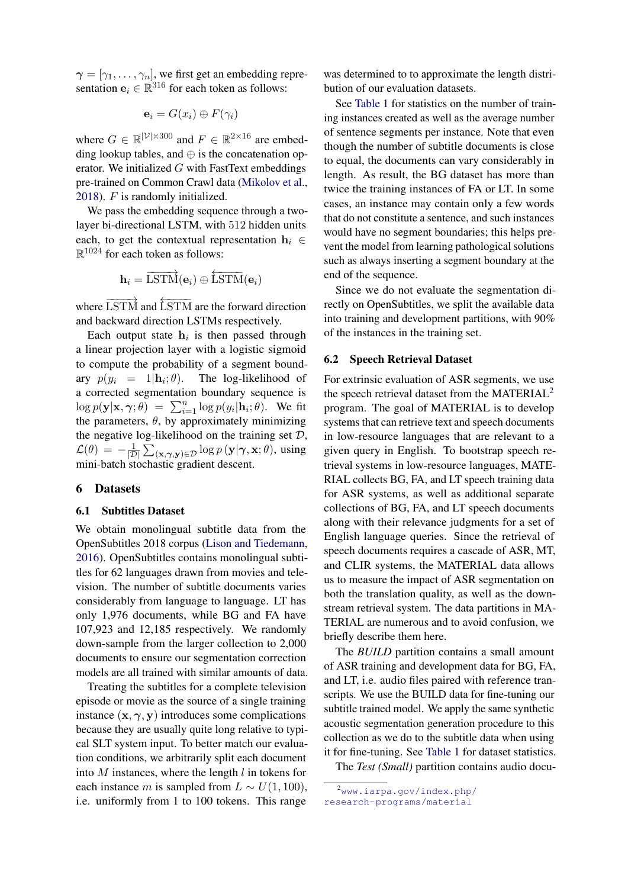$\boldsymbol{\gamma} = [\gamma_1, \ldots, \gamma_n]$, we first get an embedding representation $\mathbf{e}_i \in \mathbb{R}^{316}$ for each token as follows:

$$\mathbf{e}_i = G(x_i) \oplus F(\gamma_i)$$

where $G \in \mathbb{R}^{|\mathcal{V}| \times 300}$ and $F \in \mathbb{R}^{2 \times 16}$ are embedding lookup tables, and $\oplus$ is the concatenation operator. We initialized $G$ with FastText embeddings pre-trained on Common Crawl data (Mikolov et al., 2018). $F$ is randomly initialized.

We pass the embedding sequence through a two-layer bi-directional LSTM, with 512 hidden units each, to get the contextual representation $\mathbf{h}_i \in \mathbb{R}^{1024}$ for each token as follows:

$$\mathbf{h}_i = \overrightarrow{\mathrm{LSTM}}(\mathbf{e}_i) \oplus \overleftarrow{\mathrm{LSTM}}(\mathbf{e}_i)$$

where $\overrightarrow{\mathrm{LSTM}}$ and $\overleftarrow{\mathrm{LSTM}}$ are the forward direction and backward direction LSTMs respectively.

Each output state $\mathbf{h}_i$ is then passed through a linear projection layer with a logistic sigmoid to compute the probability of a segment boundary $p(y_i = 1 | \mathbf{h}_i; \theta)$. The log-likelihood of a corrected segmentation boundary sequence is $\log p(\mathbf{y}|\mathbf{x}, \boldsymbol{\gamma}; \theta) = \sum_{i=1}^{n} \log p(y_i | \mathbf{h}_i; \theta)$. We fit the parameters, $\theta$, by approximately minimizing the negative log-likelihood on the training set $\mathcal{D}$, $\mathcal{L}(\theta) = -\frac{1}{|\mathcal{D}|} \sum_{(\mathbf{x}, \boldsymbol{\gamma}, \mathbf{y}) \in \mathcal{D}} \log p(\mathbf{y}|\boldsymbol{\gamma}, \mathbf{x}; \theta)$, using mini-batch stochastic gradient descent.

## 6 Datasets

### 6.1 Subtitles Dataset

We obtain monolingual subtitle data from the OpenSubtitles 2018 corpus (Lison and Tiedemann, 2016). OpenSubtitles contains monolingual subtitles for 62 languages drawn from movies and television. The number of subtitle documents varies considerably from language to language. LT has only 1,976 documents, while BG and FA have 107,923 and 12,185 respectively. We randomly down-sample from the larger collection to 2,000 documents to ensure our segmentation correction models are all trained with similar amounts of data.

Treating the subtitles for a complete television episode or movie as the source of a single training instance $(\mathbf{x}, \boldsymbol{\gamma}, \mathbf{y})$ introduces some complications because they are usually quite long relative to typical SLT system input. To better match our evaluation conditions, we arbitrarily split each document into $M$ instances, where the length $l$ in tokens for each instance $m$ is sampled from $L \sim U(1, 100)$, i.e. uniformly from 1 to 100 tokens. This range was determined to to approximate the length distribution of our evaluation datasets.

See Table 1 for statistics on the number of training instances created as well as the average number of sentence segments per instance. Note that even though the number of subtitle documents is close to equal, the documents can vary considerably in length. As result, the BG dataset has more than twice the training instances of FA or LT. In some cases, an instance may contain only a few words that do not constitute a sentence, and such instances would have no segment boundaries; this helps prevent the model from learning pathological solutions such as always inserting a segment boundary at the end of the sequence.

Since we do not evaluate the segmentation directly on OpenSubtitles, we split the available data into training and development partitions, with 90% of the instances in the training set.

### 6.2 Speech Retrieval Dataset

For extrinsic evaluation of ASR segments, we use the speech retrieval dataset from the MATERIAL[2] program. The goal of MATERIAL is to develop systems that can retrieve text and speech documents in low-resource languages that are relevant to a given query in English. To bootstrap speech retrieval systems in low-resource languages, MATERIAL collects BG, FA, and LT speech training data for ASR systems, as well as additional separate collections of BG, FA, and LT speech documents along with their relevance judgments for a set of English language queries. Since the retrieval of speech documents requires a cascade of ASR, MT, and CLIR systems, the MATERIAL data allows us to measure the impact of ASR segmentation on both the translation quality, as well as the downstream retrieval system. The data partitions in MATERIAL are numerous and to avoid confusion, we briefly describe them here.

The *BUILD* partition contains a small amount of ASR training and development data for BG, FA, and LT, i.e. audio files paired with reference transcripts. We use the BUILD data for fine-tuning our subtitle trained model. We apply the same synthetic acoustic segmentation generation procedure to this collection as we do to the subtitle data when using it for fine-tuning. See Table 1 for dataset statistics.

The *Test (Small)* partition contains audio docu-

[2] www.iarpa.gov/index.php/research-programs/material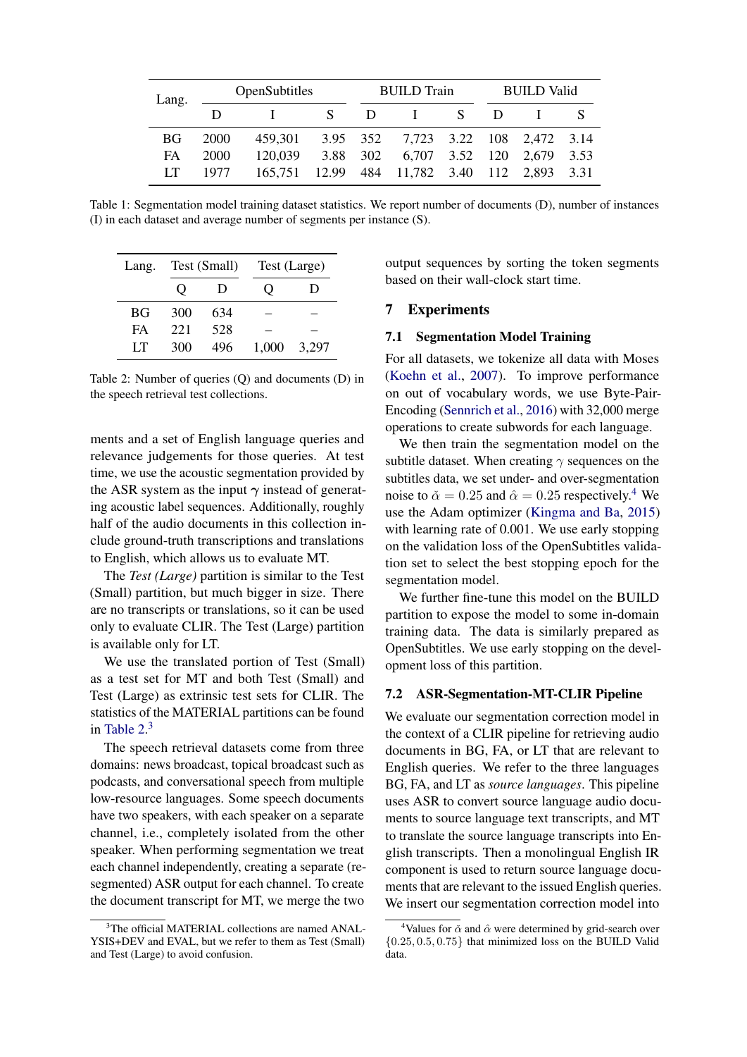| Lang. | OpenSubtitles | | | BUILD Train | | | BUILD Valid | | |
|---|---|---|---|---|---|---|---|---|---|
| | D | I | S | D | I | S | D | I | S |
| BG | 2000 | 459,301 | 3.95 | 352 | 7,723 | 3.22 | 108 | 2,472 | 3.14 |
| FA | 2000 | 120,039 | 3.88 | 302 | 6,707 | 3.52 | 120 | 2,679 | 3.53 |
| LT | 1977 | 165,751 | 12.99 | 484 | 11,782 | 3.40 | 112 | 2,893 | 3.31 |

Table 1: Segmentation model training dataset statistics. We report number of documents (D), number of instances (I) in each dataset and average number of segments per instance (S).

| Lang. | Test (Small) | | Test (Large) | |
|---|---|---|---|---|
| | Q | D | Q | D |
| BG | 300 | 634 | – | – |
| FA | 221 | 528 | – | – |
| LT | 300 | 496 | 1,000 | 3,297 |

Table 2: Number of queries (Q) and documents (D) in the speech retrieval test collections.

ments and a set of English language queries and relevance judgements for those queries. At test time, we use the acoustic segmentation provided by the ASR system as the input $\boldsymbol{\gamma}$ instead of generating acoustic label sequences. Additionally, roughly half of the audio documents in this collection include ground-truth transcriptions and translations to English, which allows us to evaluate MT.

The *Test (Large)* partition is similar to the Test (Small) partition, but much bigger in size. There are no transcripts or translations, so it can be used only to evaluate CLIR. The Test (Large) partition is available only for LT.

We use the translated portion of Test (Small) as a test set for MT and both Test (Small) and Test (Large) as extrinsic test sets for CLIR. The statistics of the MATERIAL partitions can be found in Table 2.[3]

The speech retrieval datasets come from three domains: news broadcast, topical broadcast such as podcasts, and conversational speech from multiple low-resource languages. Some speech documents have two speakers, with each speaker on a separate channel, i.e., completely isolated from the other speaker. When performing segmentation we treat each channel independently, creating a separate (re-segmented) ASR output for each channel. To create the document transcript for MT, we merge the two output sequences by sorting the token segments based on their wall-clock start time.

## 7 Experiments

### 7.1 Segmentation Model Training

For all datasets, we tokenize all data with Moses (Koehn et al., 2007). To improve performance on out of vocabulary words, we use Byte-Pair-Encoding (Sennrich et al., 2016) with 32,000 merge operations to create subwords for each language.

We then train the segmentation model on the subtitle dataset. When creating $\gamma$ sequences on the subtitles data, we set under- and over-segmentation noise to $\check{\alpha} = 0.25$ and $\hat{\alpha} = 0.25$ respectively.[4] We use the Adam optimizer (Kingma and Ba, 2015) with learning rate of 0.001. We use early stopping on the validation loss of the OpenSubtitles validation set to select the best stopping epoch for the segmentation model.

We further fine-tune this model on the BUILD partition to expose the model to some in-domain training data. The data is similarly prepared as OpenSubtitles. We use early stopping on the development loss of this partition.

### 7.2 ASR-Segmentation-MT-CLIR Pipeline

We evaluate our segmentation correction model in the context of a CLIR pipeline for retrieving audio documents in BG, FA, or LT that are relevant to English queries. We refer to the three languages BG, FA, and LT as *source languages*. This pipeline uses ASR to convert source language audio documents to source language text transcripts, and MT to translate the source language transcripts into English transcripts. Then a monolingual English IR component is used to return source language documents that are relevant to the issued English queries. We insert our segmentation correction model into

[3]The official MATERIAL collections are named ANALYSIS+DEV and EVAL, but we refer to them as Test (Small) and Test (Large) to avoid confusion.

[4]Values for $\check{\alpha}$ and $\hat{\alpha}$ were determined by grid-search over $\{0.25, 0.5, 0.75\}$ that minimized loss on the BUILD Valid data.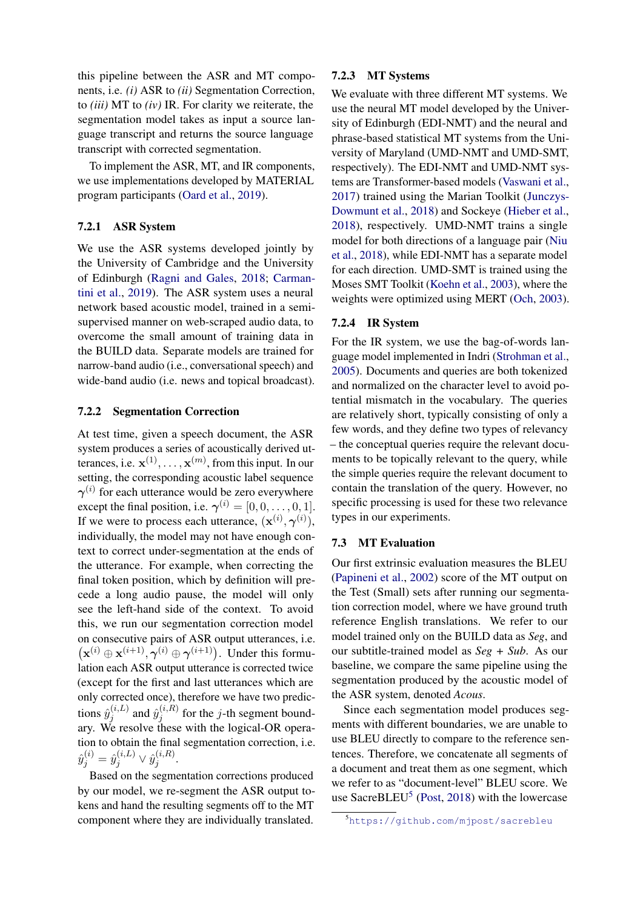this pipeline between the ASR and MT components, i.e. *(i)* ASR to *(ii)* Segmentation Correction, to *(iii)* MT to *(iv)* IR. For clarity we reiterate, the segmentation model takes as input a source language transcript and returns the source language transcript with corrected segmentation.

To implement the ASR, MT, and IR components, we use implementations developed by MATERIAL program participants (Oard et al., 2019).

### 7.2.1 ASR System

We use the ASR systems developed jointly by the University of Cambridge and the University of Edinburgh (Ragni and Gales, 2018; Carmantini et al., 2019). The ASR system uses a neural network based acoustic model, trained in a semi-supervised manner on web-scraped audio data, to overcome the small amount of training data in the BUILD data. Separate models are trained for narrow-band audio (i.e., conversational speech) and wide-band audio (i.e. news and topical broadcast).

### 7.2.2 Segmentation Correction

At test time, given a speech document, the ASR system produces a series of acoustically derived utterances, i.e. $\mathbf{x}^{(1)}, \ldots, \mathbf{x}^{(m)}$, from this input. In our setting, the corresponding acoustic label sequence $\boldsymbol{\gamma}^{(i)}$ for each utterance would be zero everywhere except the final position, i.e. $\boldsymbol{\gamma}^{(i)} = [0, 0, \ldots, 0, 1]$. If we were to process each utterance, $(\mathbf{x}^{(i)}, \boldsymbol{\gamma}^{(i)})$, individually, the model may not have enough context to correct under-segmentation at the ends of the utterance. For example, when correcting the final token position, which by definition will precede a long audio pause, the model will only see the left-hand side of the context. To avoid this, we run our segmentation correction model on consecutive pairs of ASR output utterances, i.e. $\left(\mathbf{x}^{(i)} \oplus \mathbf{x}^{(i+1)}, \boldsymbol{\gamma}^{(i)} \oplus \boldsymbol{\gamma}^{(i+1)}\right)$. Under this formulation each ASR output utterance is corrected twice (except for the first and last utterances which are only corrected once), therefore we have two predictions $\hat{y}_j^{(i,L)}$ and $\hat{y}_j^{(i,R)}$ for the $j$-th segment boundary. We resolve these with the logical-OR operation to obtain the final segmentation correction, i.e. $\hat{y}_j^{(i)} = \hat{y}_j^{(i,L)} \vee \hat{y}_j^{(i,R)}$.

Based on the segmentation corrections produced by our model, we re-segment the ASR output tokens and hand the resulting segments off to the MT component where they are individually translated.

### 7.2.3 MT Systems

We evaluate with three different MT systems. We use the neural MT model developed by the University of Edinburgh (EDI-NMT) and the neural and phrase-based statistical MT systems from the University of Maryland (UMD-NMT and UMD-SMT, respectively). The EDI-NMT and UMD-NMT systems are Transformer-based models (Vaswani et al., 2017) trained using the Marian Toolkit (Junczys-Dowmunt et al., 2018) and Sockeye (Hieber et al., 2018), respectively. UMD-NMT trains a single model for both directions of a language pair (Niu et al., 2018), while EDI-NMT has a separate model for each direction. UMD-SMT is trained using the Moses SMT Toolkit (Koehn et al., 2003), where the weights were optimized using MERT (Och, 2003).

### 7.2.4 IR System

For the IR system, we use the bag-of-words language model implemented in Indri (Strohman et al., 2005). Documents and queries are both tokenized and normalized on the character level to avoid potential mismatch in the vocabulary. The queries are relatively short, typically consisting of only a few words, and they define two types of relevancy – the conceptual queries require the relevant documents to be topically relevant to the query, while the simple queries require the relevant document to contain the translation of the query. However, no specific processing is used for these two relevance types in our experiments.

## 7.3 MT Evaluation

Our first extrinsic evaluation measures the BLEU (Papineni et al., 2002) score of the MT output on the Test (Small) sets after running our segmentation correction model, where we have ground truth reference English translations. We refer to our model trained only on the BUILD data as *Seg*, and our subtitle-trained model as *Seg + Sub*. As our baseline, we compare the same pipeline using the segmentation produced by the acoustic model of the ASR system, denoted *Acous*.

Since each segmentation model produces segments with different boundaries, we are unable to use BLEU directly to compare to the reference sentences. Therefore, we concatenate all segments of a document and treat them as one segment, which we refer to as "document-level" BLEU score. We use SacreBLEU[5] (Post, 2018) with the lowercase

[5] https://github.com/mjpost/sacrebleu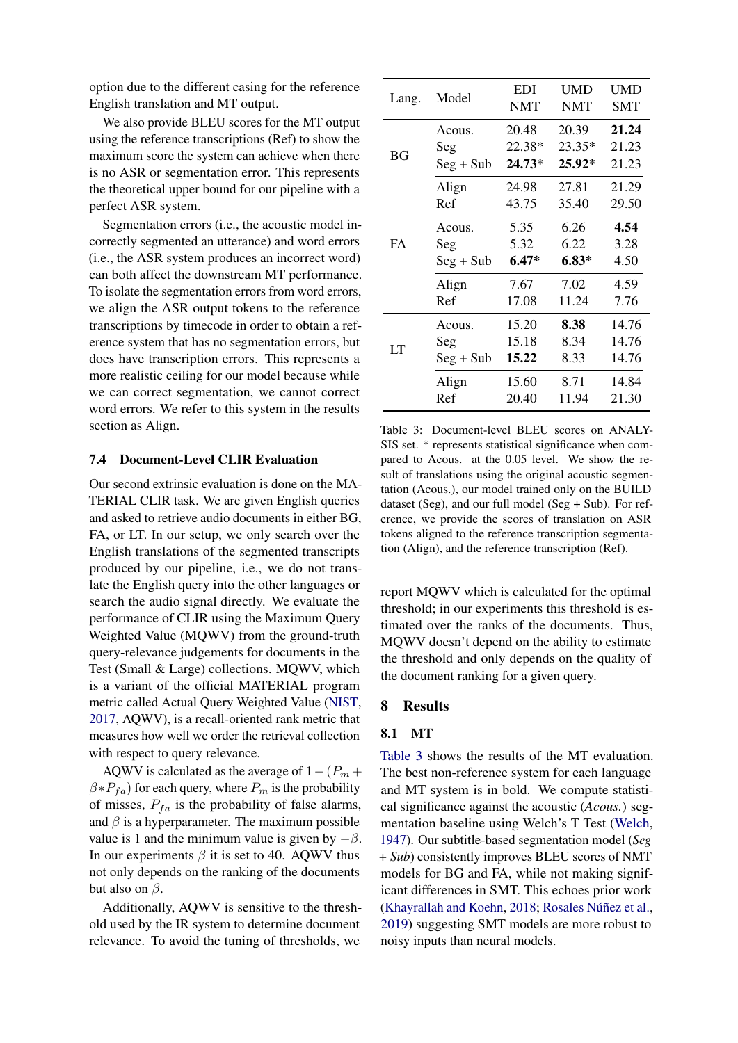option due to the different casing for the reference English translation and MT output.

We also provide BLEU scores for the MT output using the reference transcriptions (Ref) to show the maximum score the system can achieve when there is no ASR or segmentation error. This represents the theoretical upper bound for our pipeline with a perfect ASR system.

Segmentation errors (i.e., the acoustic model incorrectly segmented an utterance) and word errors (i.e., the ASR system produces an incorrect word) can both affect the downstream MT performance. To isolate the segmentation errors from word errors, we align the ASR output tokens to the reference transcriptions by timecode in order to obtain a reference system that has no segmentation errors, but does have transcription errors. This represents a more realistic ceiling for our model because while we can correct segmentation, we cannot correct word errors. We refer to this system in the results section as Align.

### 7.4 Document-Level CLIR Evaluation

Our second extrinsic evaluation is done on the MATERIAL CLIR task. We are given English queries and asked to retrieve audio documents in either BG, FA, or LT. In our setup, we only search over the English translations of the segmented transcripts produced by our pipeline, i.e., we do not translate the English query into the other languages or search the audio signal directly. We evaluate the performance of CLIR using the Maximum Query Weighted Value (MQWV) from the ground-truth query-relevance judgements for documents in the Test (Small & Large) collections. MQWV, which is a variant of the official MATERIAL program metric called Actual Query Weighted Value (NIST, 2017, AQWV), is a recall-oriented rank metric that measures how well we order the retrieval collection with respect to query relevance.

AQWV is calculated as the average of $1-(P_m+\beta * P_{fa})$ for each query, where $P_m$ is the probability of misses, $P_{fa}$ is the probability of false alarms, and $\beta$ is a hyperparameter. The maximum possible value is 1 and the minimum value is given by $-\beta$. In our experiments $\beta$ it is set to 40. AQWV thus not only depends on the ranking of the documents but also on $\beta$.

Additionally, AQWV is sensitive to the threshold used by the IR system to determine document relevance. To avoid the tuning of thresholds, we report MQWV which is calculated for the optimal threshold; in our experiments this threshold is estimated over the ranks of the documents. Thus, MQWV doesn't depend on the ability to estimate the threshold and only depends on the quality of the document ranking for a given query.

| Lang. | Model | EDI NMT | UMD NMT | UMD SMT |
|---|---|---|---|---|
| BG | Acous. | 20.48 | 20.39 | **21.24** |
| | Seg | 22.38* | 23.35* | 21.23 |
| | Seg + Sub | **24.73*** | **25.92*** | 21.23 |
| | Align | 24.98 | 27.81 | 21.29 |
| | Ref | 43.75 | 35.40 | 29.50 |
| FA | Acous. | 5.35 | 6.26 | **4.54** |
| | Seg | 5.32 | 6.22 | 3.28 |
| | Seg + Sub | **6.47*** | **6.83*** | 4.50 |
| | Align | 7.67 | 7.02 | 4.59 |
| | Ref | 17.08 | 11.24 | 7.76 |
| LT | Acous. | 15.20 | **8.38** | 14.76 |
| | Seg | 15.18 | 8.34 | 14.76 |
| | Seg + Sub | **15.22** | 8.33 | 14.76 |
| | Align | 15.60 | 8.71 | 14.84 |
| | Ref | 20.40 | 11.94 | 21.30 |

Table 3: Document-level BLEU scores on ANALYSIS set. * represents statistical significance when compared to Acous. at the 0.05 level. We show the result of translations using the original acoustic segmentation (Acous.), our model trained only on the BUILD dataset (Seg), and our full model (Seg + Sub). For reference, we provide the scores of translation on ASR tokens aligned to the reference transcription segmentation (Align), and the reference transcription (Ref).

## 8 Results

### 8.1 MT

Table 3 shows the results of the MT evaluation. The best non-reference system for each language and MT system is in bold. We compute statistical significance against the acoustic (*Acous.*) segmentation baseline using Welch's T Test (Welch, 1947). Our subtitle-based segmentation model (*Seg + Sub*) consistently improves BLEU scores of NMT models for BG and FA, while not making significant differences in SMT. This echoes prior work (Khayrallah and Koehn, 2018; Rosales Núñez et al., 2019) suggesting SMT models are more robust to noisy inputs than neural models.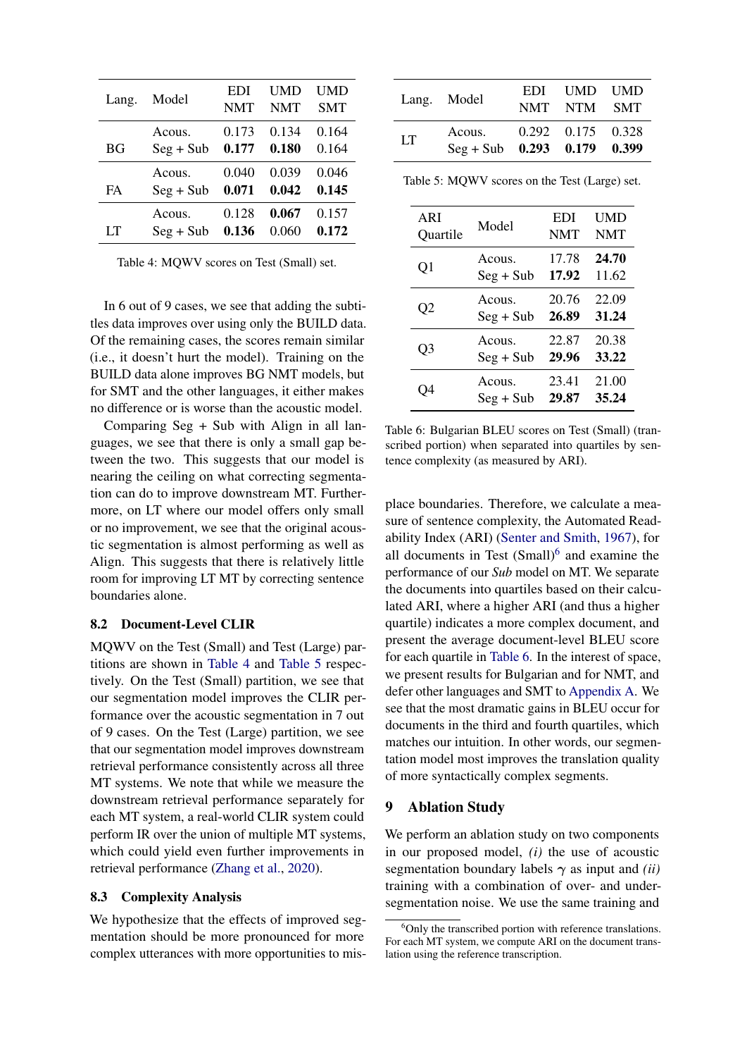| Lang. | Model | EDI NMT | UMD NMT | UMD SMT |
|---|---|---|---|---|
| BG | Acous. | 0.173 | 0.134 | 0.164 |
| | Seg + Sub | **0.177** | **0.180** | 0.164 |
| FA | Acous. | 0.040 | 0.039 | 0.046 |
| | Seg + Sub | **0.071** | **0.042** | **0.145** |
| LT | Acous. | 0.128 | **0.067** | 0.157 |
| | Seg + Sub | **0.136** | 0.060 | **0.172** |

Table 4: MQWV scores on Test (Small) set.

In 6 out of 9 cases, we see that adding the subtitles data improves over using only the BUILD data. Of the remaining cases, the scores remain similar (i.e., it doesn't hurt the model). Training on the BUILD data alone improves BG NMT models, but for SMT and the other languages, it either makes no difference or is worse than the acoustic model.

Comparing Seg + Sub with Align in all languages, we see that there is only a small gap between the two. This suggests that our model is nearing the ceiling on what correcting segmentation can do to improve downstream MT. Furthermore, on LT where our model offers only small or no improvement, we see that the original acoustic segmentation is almost performing as well as Align. This suggests that there is relatively little room for improving LT MT by correcting sentence boundaries alone.

### 8.2 Document-Level CLIR

MQWV on the Test (Small) and Test (Large) partitions are shown in Table 4 and Table 5 respectively. On the Test (Small) partition, we see that our segmentation model improves the CLIR performance over the acoustic segmentation in 7 out of 9 cases. On the Test (Large) partition, we see that our segmentation model improves downstream retrieval performance consistently across all three MT systems. We note that while we measure the downstream retrieval performance separately for each MT system, a real-world CLIR system could perform IR over the union of multiple MT systems, which could yield even further improvements in retrieval performance (Zhang et al., 2020).

### 8.3 Complexity Analysis

We hypothesize that the effects of improved segmentation should be more pronounced for more complex utterances with more opportunities to misplace boundaries. Therefore, we calculate a measure of sentence complexity, the Automated Readability Index (ARI) (Senter and Smith, 1967), for all documents in Test (Small)[6] and examine the performance of our *Sub* model on MT. We separate the documents into quartiles based on their calculated ARI, where a higher ARI (and thus a higher quartile) indicates a more complex document, and present the average document-level BLEU score for each quartile in Table 6. In the interest of space, we present results for Bulgarian and for NMT, and defer other languages and SMT to Appendix A. We see that the most dramatic gains in BLEU occur for documents in the third and fourth quartiles, which matches our intuition. In other words, our segmentation model most improves the translation quality of more syntactically complex segments.

| Lang. | Model | EDI NMT | UMD NTM | UMD SMT |
|---|---|---|---|---|
| LT | Acous. | 0.292 | 0.175 | 0.328 |
| | Seg + Sub | **0.293** | **0.179** | **0.399** |

Table 5: MQWV scores on the Test (Large) set.

| ARI Quartile | Model | EDI NMT | UMD NMT |
|---|---|---|---|
| Q1 | Acous. | 17.78 | **24.70** |
| | Seg + Sub | **17.92** | 11.62 |
| Q2 | Acous. | 20.76 | 22.09 |
| | Seg + Sub | **26.89** | **31.24** |
| Q3 | Acous. | 22.87 | 20.38 |
| | Seg + Sub | **29.96** | **33.22** |
| Q4 | Acous. | 23.41 | 21.00 |
| | Seg + Sub | **29.87** | **35.24** |

Table 6: Bulgarian BLEU scores on Test (Small) (transcribed portion) when separated into quartiles by sentence complexity (as measured by ARI).

## 9 Ablation Study

We perform an ablation study on two components in our proposed model, *(i)* the use of acoustic segmentation boundary labels $\gamma$ as input and *(ii)* training with a combination of over- and under-segmentation noise. We use the same training and

[6] Only the transcribed portion with reference translations. For each MT system, we compute ARI on the document translation using the reference transcription.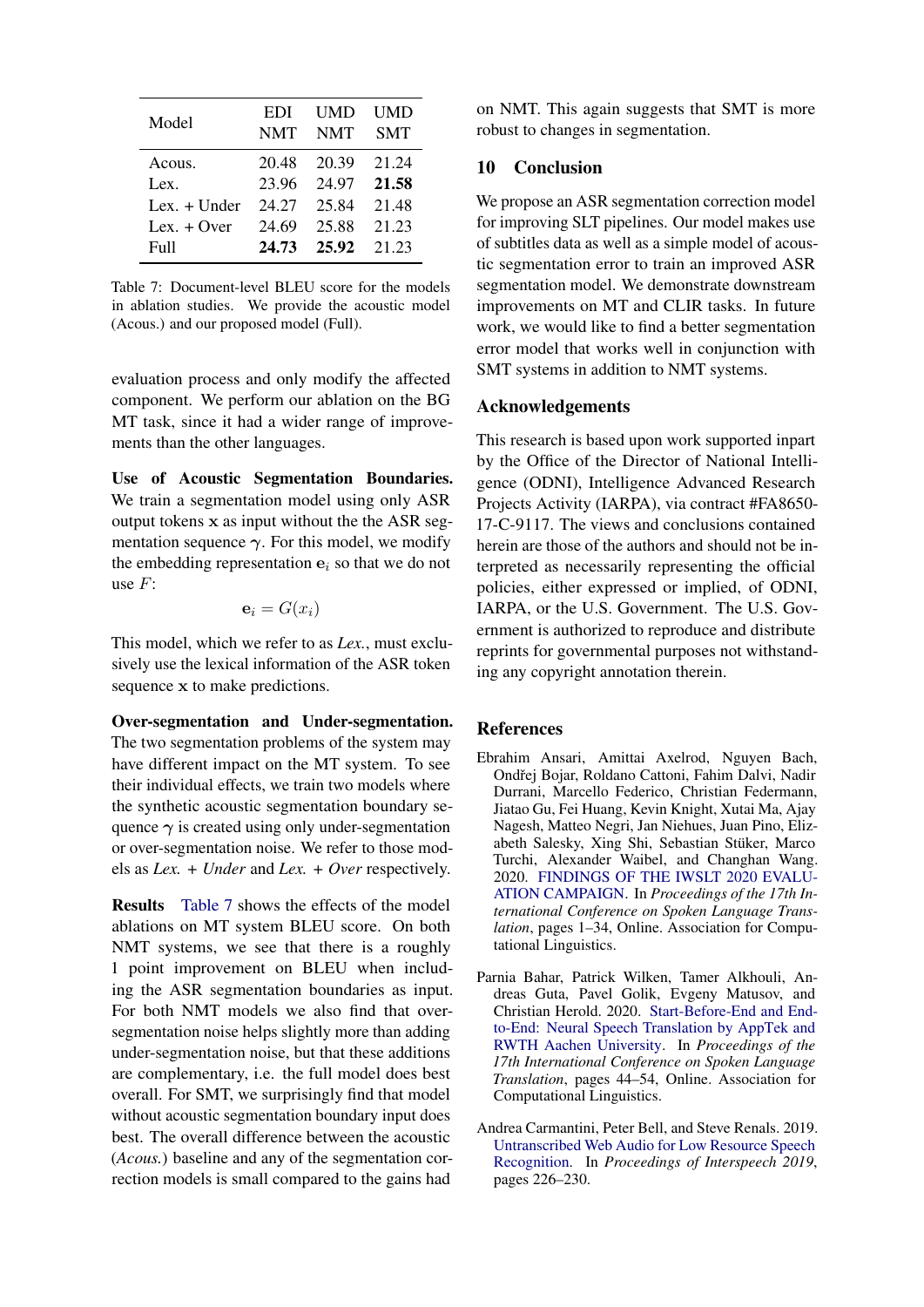| Model | EDI NMT | UMD NMT | UMD SMT |
|---|---|---|---|
| Acous. | 20.48 | 20.39 | 21.24 |
| Lex. | 23.96 | 24.97 | **21.58** |
| Lex. + Under | 24.27 | 25.84 | 21.48 |
| Lex. + Over | 24.69 | 25.88 | 21.23 |
| Full | **24.73** | **25.92** | 21.23 |

Table 7: Document-level BLEU score for the models in ablation studies. We provide the acoustic model (Acous.) and our proposed model (Full).

evaluation process and only modify the affected component. We perform our ablation on the BG MT task, since it had a wider range of improvements than the other languages.

**Use of Acoustic Segmentation Boundaries.** We train a segmentation model using only ASR output tokens $\mathbf{x}$ as input without the the ASR segmentation sequence $\boldsymbol{\gamma}$. For this model, we modify the embedding representation $\mathbf{e}_i$ so that we do not use $F$:

$$\mathbf{e}_i = G(x_i)$$

This model, which we refer to as *Lex.*, must exclusively use the lexical information of the ASR token sequence $\mathbf{x}$ to make predictions.

**Over-segmentation and Under-segmentation.** The two segmentation problems of the system may have different impact on the MT system. To see their individual effects, we train two models where the synthetic acoustic segmentation boundary sequence $\boldsymbol{\gamma}$ is created using only under-segmentation or over-segmentation noise. We refer to those models as *Lex. + Under* and *Lex. + Over* respectively.

**Results** Table 7 shows the effects of the model ablations on MT system BLEU score. On both NMT systems, we see that there is a roughly 1 point improvement on BLEU when including the ASR segmentation boundaries as input. For both NMT models we also find that over-segmentation noise helps slightly more than adding under-segmentation noise, but that these additions are complementary, i.e. the full model does best overall. For SMT, we surprisingly find that model without acoustic segmentation boundary input does best. The overall difference between the acoustic (*Acous.*) baseline and any of the segmentation correction models is small compared to the gains had on NMT. This again suggests that SMT is more robust to changes in segmentation.

## 10 Conclusion

We propose an ASR segmentation correction model for improving SLT pipelines. Our model makes use of subtitles data as well as a simple model of acoustic segmentation error to train an improved ASR segmentation model. We demonstrate downstream improvements on MT and CLIR tasks. In future work, we would like to find a better segmentation error model that works well in conjunction with SMT systems in addition to NMT systems.

## Acknowledgements

This research is based upon work supported inpart by the Office of the Director of National Intelligence (ODNI), Intelligence Advanced Research Projects Activity (IARPA), via contract #FA8650-17-C-9117. The views and conclusions contained herein are those of the authors and should not be interpreted as necessarily representing the official policies, either expressed or implied, of ODNI, IARPA, or the U.S. Government. The U.S. Government is authorized to reproduce and distribute reprints for governmental purposes not withstanding any copyright annotation therein.

## References

Ebrahim Ansari, Amittai Axelrod, Nguyen Bach, Ondřej Bojar, Roldano Cattoni, Fahim Dalvi, Nadir Durrani, Marcello Federico, Christian Federmann, Jiatao Gu, Fei Huang, Kevin Knight, Xutai Ma, Ajay Nagesh, Matteo Negri, Jan Niehues, Juan Pino, Elizabeth Salesky, Xing Shi, Sebastian Stüker, Marco Turchi, Alexander Waibel, and Changhan Wang. 2020. FINDINGS OF THE IWSLT 2020 EVALUATION CAMPAIGN. In *Proceedings of the 17th International Conference on Spoken Language Translation*, pages 1–34, Online. Association for Computational Linguistics.

Parnia Bahar, Patrick Wilken, Tamer Alkhouli, Andreas Guta, Pavel Golik, Evgeny Matusov, and Christian Herold. 2020. Start-Before-End and End-to-End: Neural Speech Translation by AppTek and RWTH Aachen University. In *Proceedings of the 17th International Conference on Spoken Language Translation*, pages 44–54, Online. Association for Computational Linguistics.

Andrea Carmantini, Peter Bell, and Steve Renals. 2019. Untranscribed Web Audio for Low Resource Speech Recognition. In *Proceedings of Interspeech 2019*, pages 226–230.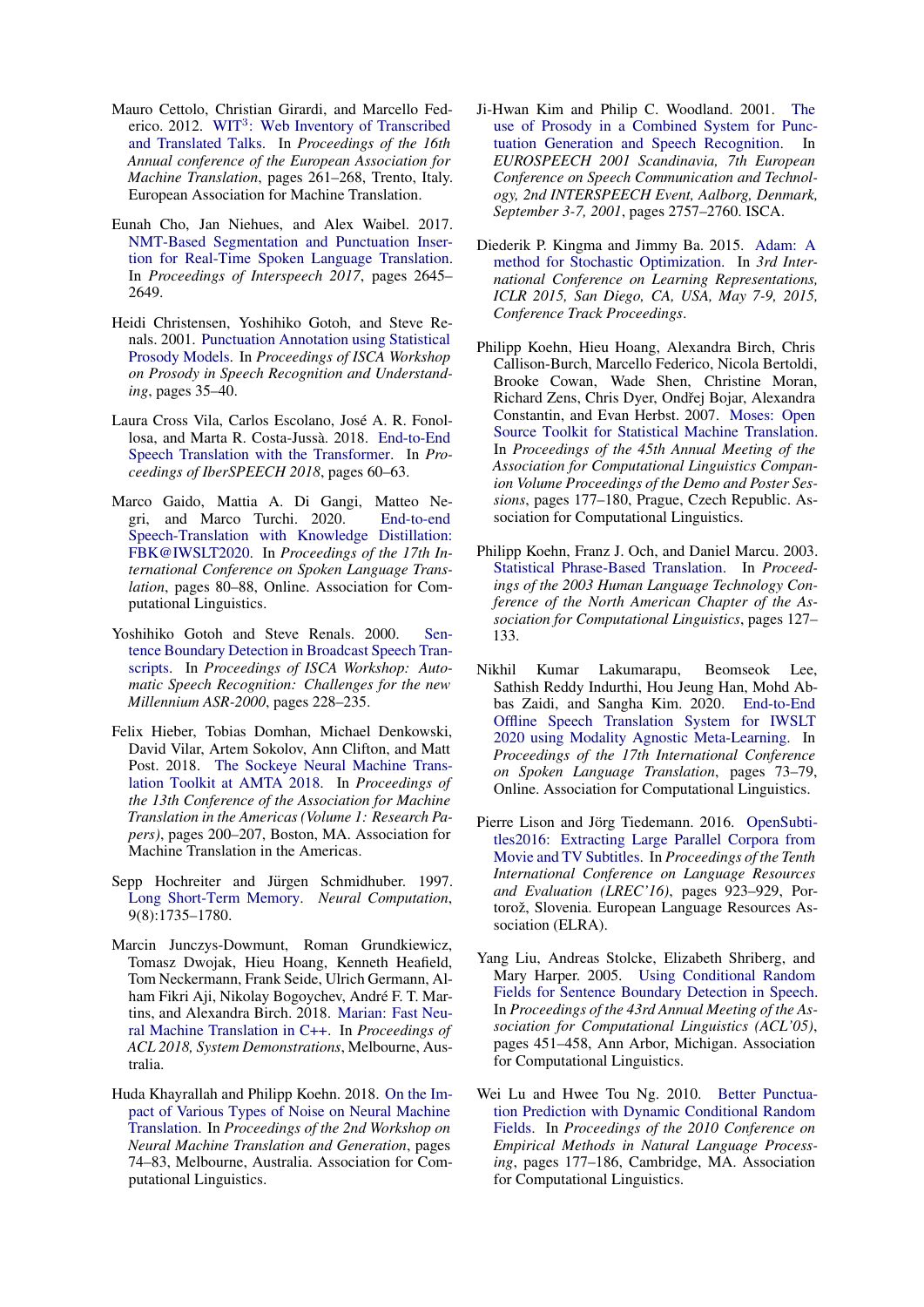Mauro Cettolo, Christian Girardi, and Marcello Federico. 2012. WIT$^3$: Web Inventory of Transcribed and Translated Talks. In *Proceedings of the 16th Annual conference of the European Association for Machine Translation*, pages 261–268, Trento, Italy. European Association for Machine Translation.

Eunah Cho, Jan Niehues, and Alex Waibel. 2017. NMT-Based Segmentation and Punctuation Insertion for Real-Time Spoken Language Translation. In *Proceedings of Interspeech 2017*, pages 2645–2649.

Heidi Christensen, Yoshihiko Gotoh, and Steve Renals. 2001. Punctuation Annotation using Statistical Prosody Models. In *Proceedings of ISCA Workshop on Prosody in Speech Recognition and Understanding*, pages 35–40.

Laura Cross Vila, Carlos Escolano, José A. R. Fonollosa, and Marta R. Costa-Jussà. 2018. End-to-End Speech Translation with the Transformer. In *Proceedings of IberSPEECH 2018*, pages 60–63.

Marco Gaido, Mattia A. Di Gangi, Matteo Negri, and Marco Turchi. 2020. End-to-end Speech-Translation with Knowledge Distillation: FBK@IWSLT2020. In *Proceedings of the 17th International Conference on Spoken Language Translation*, pages 80–88, Online. Association for Computational Linguistics.

Yoshihiko Gotoh and Steve Renals. 2000. Sentence Boundary Detection in Broadcast Speech Transcripts. In *Proceedings of ISCA Workshop: Automatic Speech Recognition: Challenges for the new Millennium ASR-2000*, pages 228–235.

Felix Hieber, Tobias Domhan, Michael Denkowski, David Vilar, Artem Sokolov, Ann Clifton, and Matt Post. 2018. The Sockeye Neural Machine Translation Toolkit at AMTA 2018. In *Proceedings of the 13th Conference of the Association for Machine Translation in the Americas (Volume 1: Research Papers)*, pages 200–207, Boston, MA. Association for Machine Translation in the Americas.

Sepp Hochreiter and Jürgen Schmidhuber. 1997. Long Short-Term Memory. *Neural Computation*, 9(8):1735–1780.

Marcin Junczys-Dowmunt, Roman Grundkiewicz, Tomasz Dwojak, Hieu Hoang, Kenneth Heafield, Tom Neckermann, Frank Seide, Ulrich Germann, Alham Fikri Aji, Nikolay Bogoychev, André F. T. Martins, and Alexandra Birch. 2018. Marian: Fast Neural Machine Translation in C++. In *Proceedings of ACL 2018, System Demonstrations*, Melbourne, Australia.

Huda Khayrallah and Philipp Koehn. 2018. On the Impact of Various Types of Noise on Neural Machine Translation. In *Proceedings of the 2nd Workshop on Neural Machine Translation and Generation*, pages 74–83, Melbourne, Australia. Association for Computational Linguistics.

Ji-Hwan Kim and Philip C. Woodland. 2001. The use of Prosody in a Combined System for Punctuation Generation and Speech Recognition. In *EUROSPEECH 2001 Scandinavia, 7th European Conference on Speech Communication and Technology, 2nd INTERSPEECH Event, Aalborg, Denmark, September 3-7, 2001*, pages 2757–2760. ISCA.

Diederik P. Kingma and Jimmy Ba. 2015. Adam: A method for Stochastic Optimization. In *3rd International Conference on Learning Representations, ICLR 2015, San Diego, CA, USA, May 7-9, 2015, Conference Track Proceedings*.

Philipp Koehn, Hieu Hoang, Alexandra Birch, Chris Callison-Burch, Marcello Federico, Nicola Bertoldi, Brooke Cowan, Wade Shen, Christine Moran, Richard Zens, Chris Dyer, Ondřej Bojar, Alexandra Constantin, and Evan Herbst. 2007. Moses: Open Source Toolkit for Statistical Machine Translation. In *Proceedings of the 45th Annual Meeting of the Association for Computational Linguistics Companion Volume Proceedings of the Demo and Poster Sessions*, pages 177–180, Prague, Czech Republic. Association for Computational Linguistics.

Philipp Koehn, Franz J. Och, and Daniel Marcu. 2003. Statistical Phrase-Based Translation. In *Proceedings of the 2003 Human Language Technology Conference of the North American Chapter of the Association for Computational Linguistics*, pages 127–133.

Nikhil Kumar Lakumarapu, Beomseok Lee, Sathish Reddy Indurthi, Hou Jeung Han, Mohd Abbas Zaidi, and Sangha Kim. 2020. End-to-End Offline Speech Translation System for IWSLT 2020 using Modality Agnostic Meta-Learning. In *Proceedings of the 17th International Conference on Spoken Language Translation*, pages 73–79, Online. Association for Computational Linguistics.

Pierre Lison and Jörg Tiedemann. 2016. OpenSubtitles2016: Extracting Large Parallel Corpora from Movie and TV Subtitles. In *Proceedings of the Tenth International Conference on Language Resources and Evaluation (LREC'16)*, pages 923–929, Portorož, Slovenia. European Language Resources Association (ELRA).

Yang Liu, Andreas Stolcke, Elizabeth Shriberg, and Mary Harper. 2005. Using Conditional Random Fields for Sentence Boundary Detection in Speech. In *Proceedings of the 43rd Annual Meeting of the Association for Computational Linguistics (ACL'05)*, pages 451–458, Ann Arbor, Michigan. Association for Computational Linguistics.

Wei Lu and Hwee Tou Ng. 2010. Better Punctuation Prediction with Dynamic Conditional Random Fields. In *Proceedings of the 2010 Conference on Empirical Methods in Natural Language Processing*, pages 177–186, Cambridge, MA. Association for Computational Linguistics.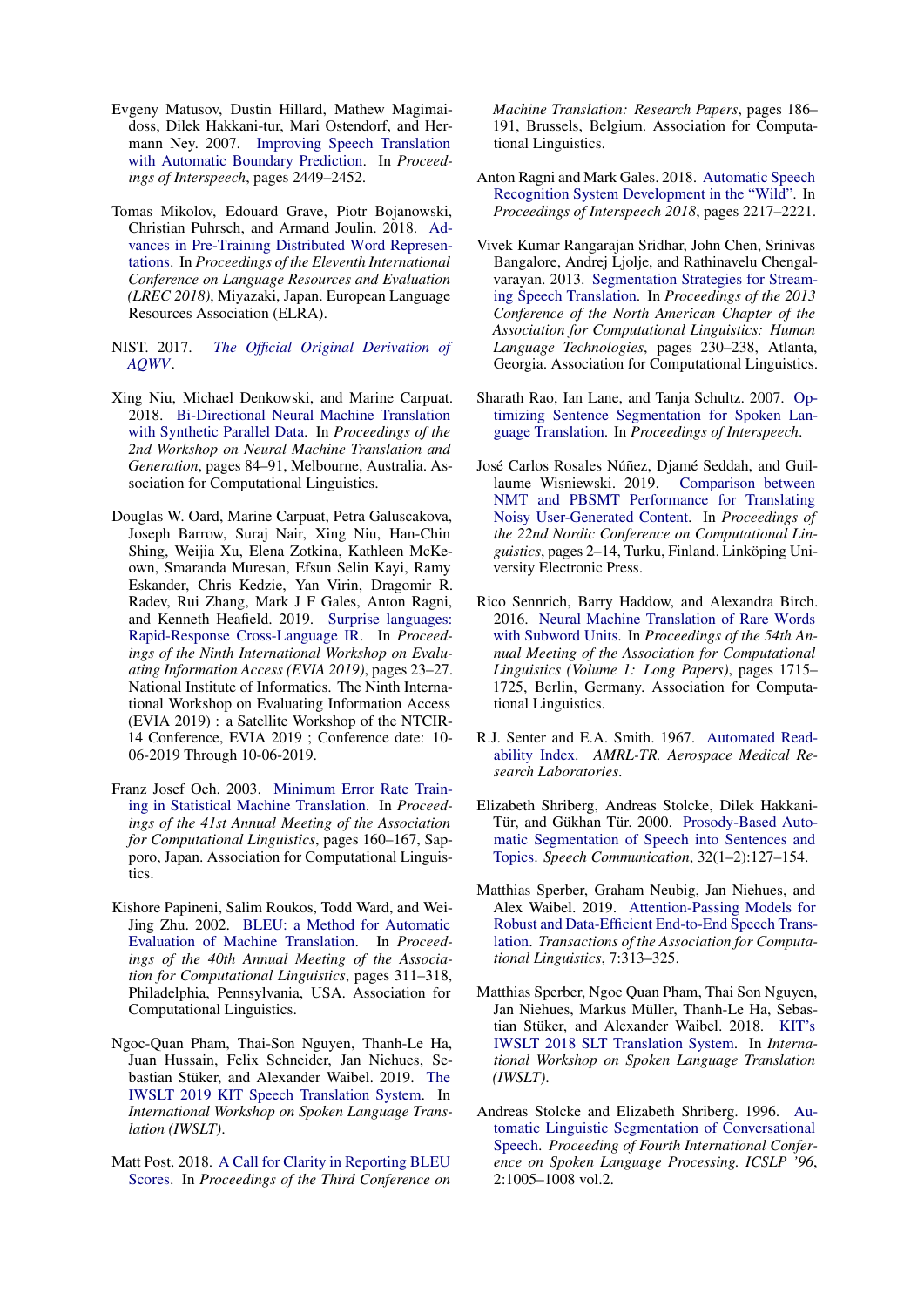Evgeny Matusov, Dustin Hillard, Mathew Magimai-doss, Dilek Hakkani-tur, Mari Ostendorf, and Hermann Ney. 2007. Improving Speech Translation with Automatic Boundary Prediction. In *Proceedings of Interspeech*, pages 2449–2452.

Tomas Mikolov, Edouard Grave, Piotr Bojanowski, Christian Puhrsch, and Armand Joulin. 2018. Advances in Pre-Training Distributed Word Representations. In *Proceedings of the Eleventh International Conference on Language Resources and Evaluation (LREC 2018)*, Miyazaki, Japan. European Language Resources Association (ELRA).

NIST. 2017. *The Official Original Derivation of AQWV*.

Xing Niu, Michael Denkowski, and Marine Carpuat. 2018. Bi-Directional Neural Machine Translation with Synthetic Parallel Data. In *Proceedings of the 2nd Workshop on Neural Machine Translation and Generation*, pages 84–91, Melbourne, Australia. Association for Computational Linguistics.

Douglas W. Oard, Marine Carpuat, Petra Galuscakova, Joseph Barrow, Suraj Nair, Xing Niu, Han-Chin Shing, Weijia Xu, Elena Zotkina, Kathleen McKeown, Smaranda Muresan, Efsun Selin Kayi, Ramy Eskander, Chris Kedzie, Yan Virin, Dragomir R. Radev, Rui Zhang, Mark J F Gales, Anton Ragni, and Kenneth Heafield. 2019. Surprise languages: Rapid-Response Cross-Language IR. In *Proceedings of the Ninth International Workshop on Evaluating Information Access (EVIA 2019)*, pages 23–27. National Institute of Informatics. The Ninth International Workshop on Evaluating Information Access (EVIA 2019) : a Satellite Workshop of the NTCIR-14 Conference, EVIA 2019 ; Conference date: 10-06-2019 Through 10-06-2019.

Franz Josef Och. 2003. Minimum Error Rate Training in Statistical Machine Translation. In *Proceedings of the 41st Annual Meeting of the Association for Computational Linguistics*, pages 160–167, Sapporo, Japan. Association for Computational Linguistics.

Kishore Papineni, Salim Roukos, Todd Ward, and Wei-Jing Zhu. 2002. BLEU: a Method for Automatic Evaluation of Machine Translation. In *Proceedings of the 40th Annual Meeting of the Association for Computational Linguistics*, pages 311–318, Philadelphia, Pennsylvania, USA. Association for Computational Linguistics.

Ngoc-Quan Pham, Thai-Son Nguyen, Thanh-Le Ha, Juan Hussain, Felix Schneider, Jan Niehues, Sebastian Stüker, and Alexander Waibel. 2019. The IWSLT 2019 KIT Speech Translation System. In *International Workshop on Spoken Language Translation (IWSLT)*.

Matt Post. 2018. A Call for Clarity in Reporting BLEU Scores. In *Proceedings of the Third Conference on Machine Translation: Research Papers*, pages 186–191, Brussels, Belgium. Association for Computational Linguistics.

Anton Ragni and Mark Gales. 2018. Automatic Speech Recognition System Development in the "Wild". In *Proceedings of Interspeech 2018*, pages 2217–2221.

Vivek Kumar Rangarajan Sridhar, John Chen, Srinivas Bangalore, Andrej Ljolje, and Rathinavelu Chengalvarayan. 2013. Segmentation Strategies for Streaming Speech Translation. In *Proceedings of the 2013 Conference of the North American Chapter of the Association for Computational Linguistics: Human Language Technologies*, pages 230–238, Atlanta, Georgia. Association for Computational Linguistics.

Sharath Rao, Ian Lane, and Tanja Schultz. 2007. Optimizing Sentence Segmentation for Spoken Language Translation. In *Proceedings of Interspeech*.

José Carlos Rosales Núñez, Djamé Seddah, and Guillaume Wisniewski. 2019. Comparison between NMT and PBSMT Performance for Translating Noisy User-Generated Content. In *Proceedings of the 22nd Nordic Conference on Computational Linguistics*, pages 2–14, Turku, Finland. Linköping University Electronic Press.

Rico Sennrich, Barry Haddow, and Alexandra Birch. 2016. Neural Machine Translation of Rare Words with Subword Units. In *Proceedings of the 54th Annual Meeting of the Association for Computational Linguistics (Volume 1: Long Papers)*, pages 1715–1725, Berlin, Germany. Association for Computational Linguistics.

R.J. Senter and E.A. Smith. 1967. Automated Readability Index. *AMRL-TR. Aerospace Medical Research Laboratories*.

Elizabeth Shriberg, Andreas Stolcke, Dilek Hakkani-Tür, and Gükhan Tür. 2000. Prosody-Based Automatic Segmentation of Speech into Sentences and Topics. *Speech Communication*, 32(1–2):127–154.

Matthias Sperber, Graham Neubig, Jan Niehues, and Alex Waibel. 2019. Attention-Passing Models for Robust and Data-Efficient End-to-End Speech Translation. *Transactions of the Association for Computational Linguistics*, 7:313–325.

Matthias Sperber, Ngoc Quan Pham, Thai Son Nguyen, Jan Niehues, Markus Müller, Thanh-Le Ha, Sebastian Stüker, and Alexander Waibel. 2018. KIT's IWSLT 2018 SLT Translation System. In *International Workshop on Spoken Language Translation (IWSLT)*.

Andreas Stolcke and Elizabeth Shriberg. 1996. Automatic Linguistic Segmentation of Conversational Speech. *Proceeding of Fourth International Conference on Spoken Language Processing. ICSLP '96*, 2:1005–1008 vol.2.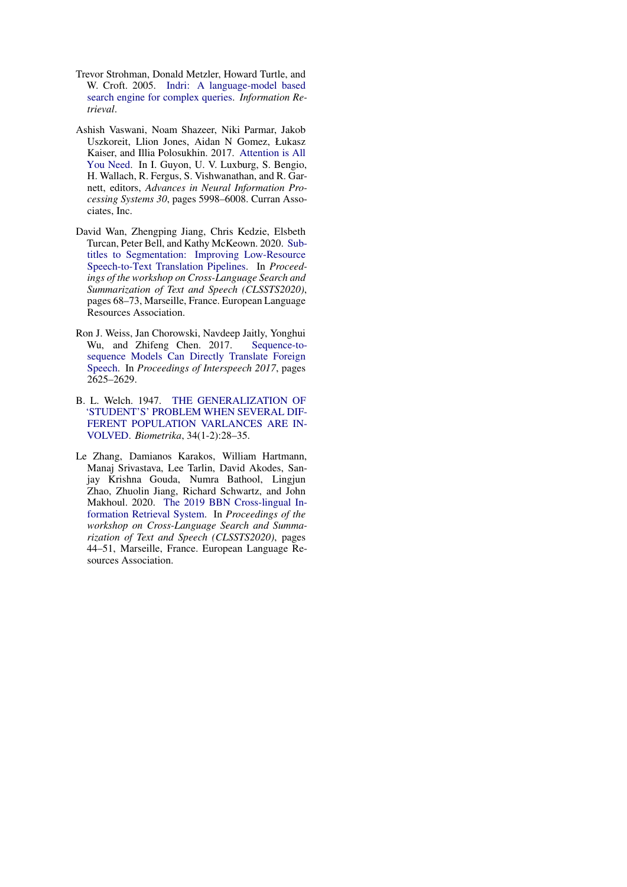Trevor Strohman, Donald Metzler, Howard Turtle, and W. Croft. 2005. Indri: A language-model based search engine for complex queries. *Information Retrieval*.

Ashish Vaswani, Noam Shazeer, Niki Parmar, Jakob Uszkoreit, Llion Jones, Aidan N Gomez, Łukasz Kaiser, and Illia Polosukhin. 2017. Attention is All You Need. In I. Guyon, U. V. Luxburg, S. Bengio, H. Wallach, R. Fergus, S. Vishwanathan, and R. Garnett, editors, *Advances in Neural Information Processing Systems 30*, pages 5998–6008. Curran Associates, Inc.

David Wan, Zhengping Jiang, Chris Kedzie, Elsbeth Turcan, Peter Bell, and Kathy McKeown. 2020. Subtitles to Segmentation: Improving Low-Resource Speech-to-Text Translation Pipelines. In *Proceedings of the workshop on Cross-Language Search and Summarization of Text and Speech (CLSSTS2020)*, pages 68–73, Marseille, France. European Language Resources Association.

Ron J. Weiss, Jan Chorowski, Navdeep Jaitly, Yonghui Wu, and Zhifeng Chen. 2017. Sequence-to-sequence Models Can Directly Translate Foreign Speech. In *Proceedings of Interspeech 2017*, pages 2625–2629.

B. L. Welch. 1947. THE GENERALIZATION OF 'STUDENT'S' PROBLEM WHEN SEVERAL DIFFERENT POPULATION VARLANCES ARE INVOLVED. *Biometrika*, 34(1-2):28–35.

Le Zhang, Damianos Karakos, William Hartmann, Manaj Srivastava, Lee Tarlin, David Akodes, Sanjay Krishna Gouda, Numra Bathool, Lingjun Zhao, Zhuolin Jiang, Richard Schwartz, and John Makhoul. 2020. The 2019 BBN Cross-lingual Information Retrieval System. In *Proceedings of the workshop on Cross-Language Search and Summarization of Text and Speech (CLSSTS2020)*, pages 44–51, Marseille, France. European Language Resources Association.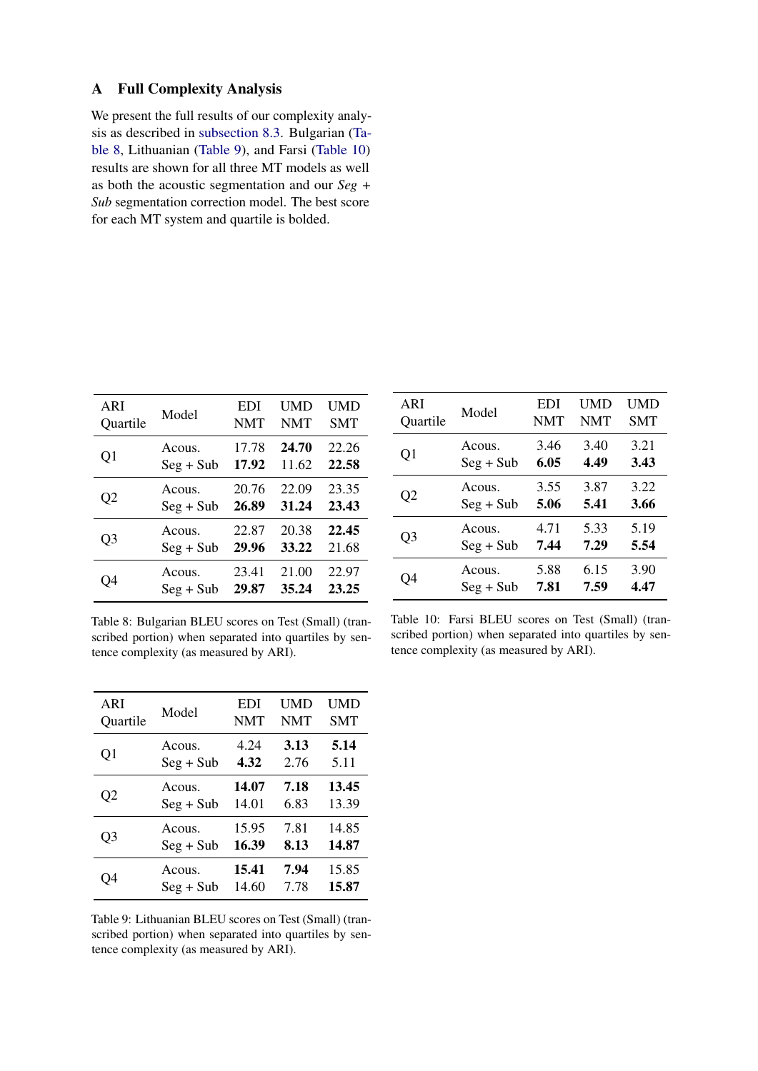## A Full Complexity Analysis

We present the full results of our complexity analysis as described in subsection 8.3. Bulgarian (Table 8, Lithuanian (Table 9), and Farsi (Table 10) results are shown for all three MT models as well as both the acoustic segmentation and our *Seg + Sub* segmentation correction model. The best score for each MT system and quartile is bolded.

| ARI Quartile | Model | EDI NMT | UMD NMT | UMD SMT |
|---|---|---|---|---|
| Q1 | Acous. | 17.78 | **24.70** | 22.26 |
| | Seg + Sub | **17.92** | 11.62 | **22.58** |
| Q2 | Acous. | 20.76 | 22.09 | 23.35 |
| | Seg + Sub | **26.89** | **31.24** | **23.43** |
| Q3 | Acous. | 22.87 | 20.38 | **22.45** |
| | Seg + Sub | **29.96** | **33.22** | 21.68 |
| Q4 | Acous. | 23.41 | 21.00 | 22.97 |
| | Seg + Sub | **29.87** | **35.24** | **23.25** |

Table 8: Bulgarian BLEU scores on Test (Small) (transcribed portion) when separated into quartiles by sentence complexity (as measured by ARI).

| ARI Quartile | Model | EDI NMT | UMD NMT | UMD SMT |
|---|---|---|---|---|
| Q1 | Acous. | 4.24 | **3.13** | **5.14** |
| | Seg + Sub | **4.32** | 2.76 | 5.11 |
| Q2 | Acous. | **14.07** | **7.18** | **13.45** |
| | Seg + Sub | 14.01 | 6.83 | 13.39 |
| Q3 | Acous. | 15.95 | 7.81 | 14.85 |
| | Seg + Sub | **16.39** | **8.13** | **14.87** |
| Q4 | Acous. | **15.41** | **7.94** | 15.85 |
| | Seg + Sub | 14.60 | 7.78 | **15.87** |

Table 9: Lithuanian BLEU scores on Test (Small) (transcribed portion) when separated into quartiles by sentence complexity (as measured by ARI).

| ARI Quartile | Model | EDI NMT | UMD NMT | UMD SMT |
|---|---|---|---|---|
| Q1 | Acous. | 3.46 | 3.40 | 3.21 |
| | Seg + Sub | **6.05** | **4.49** | **3.43** |
| Q2 | Acous. | 3.55 | 3.87 | 3.22 |
| | Seg + Sub | **5.06** | **5.41** | **3.66** |
| Q3 | Acous. | 4.71 | 5.33 | 5.19 |
| | Seg + Sub | **7.44** | **7.29** | **5.54** |
| Q4 | Acous. | 5.88 | 6.15 | 3.90 |
| | Seg + Sub | **7.81** | **7.59** | **4.47** |

Table 10: Farsi BLEU scores on Test (Small) (transcribed portion) when separated into quartiles by sentence complexity (as measured by ARI).